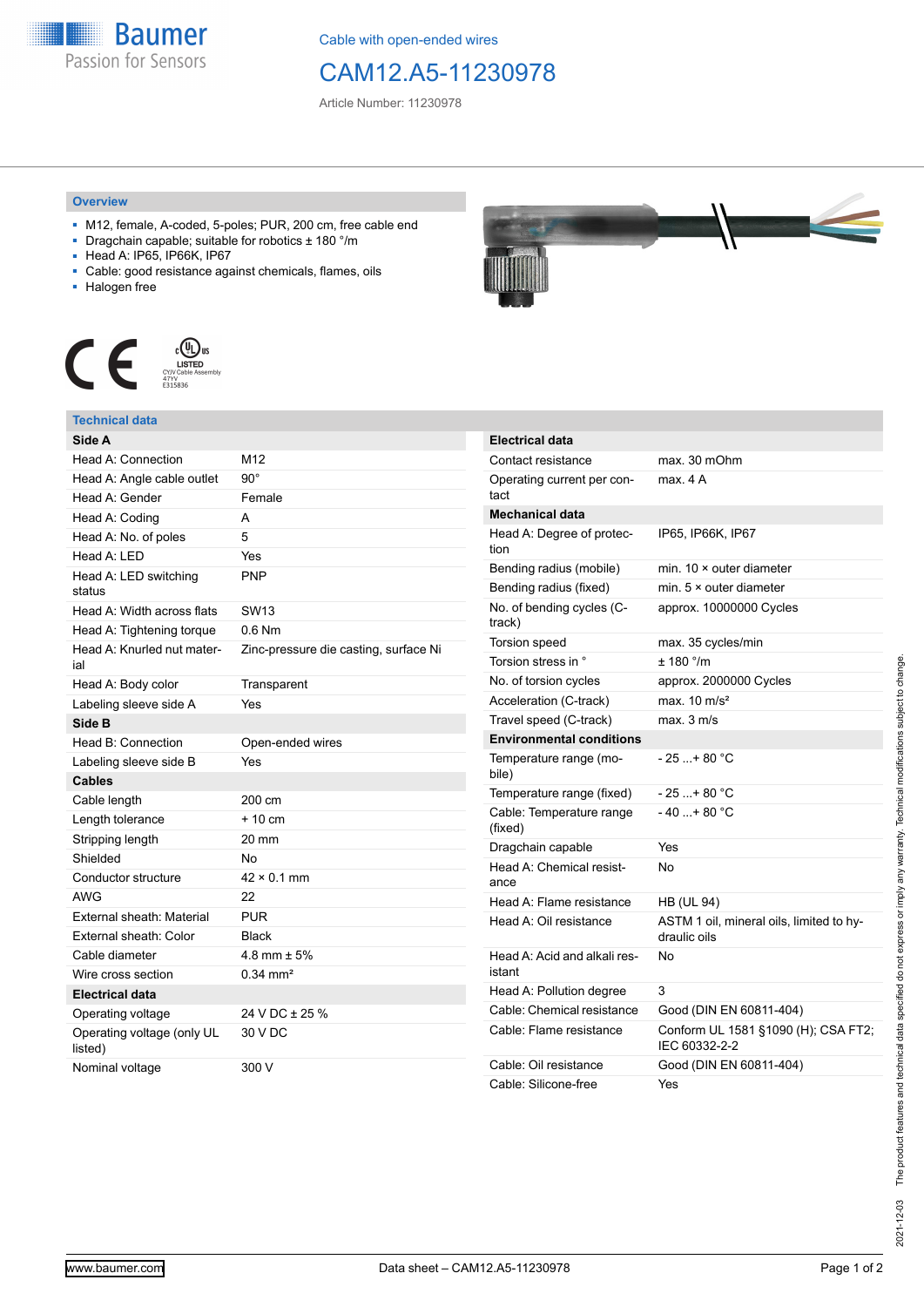Cable with open-ended wires

# CAM12.A5-11230978

Article Number: 11230978

## Overview

- M12, female, A-coded, 5-poles; PUR, 200 cm, free cable end
- Dragchain capable; suitable for robotics ± 180 °/m
- Head A: IP65, IP66K, IP67
- Cable: good resistance against chemicals, flames, oils
- Halogen free

## Technical data

| **Side A** | |
|---|---|
| Head A: Connection | M12 |
| Head A: Angle cable outlet | 90° |
| Head A: Gender | Female |
| Head A: Coding | A |
| Head A: No. of poles | 5 |
| Head A: LED | Yes |
| Head A: LED switching status | PNP |
| Head A: Width across flats | SW13 |
| Head A: Tightening torque | 0.6 Nm |
| Head A: Knurled nut material | Zinc-pressure die casting, surface Ni |
| Head A: Body color | Transparent |
| Labeling sleeve side A | Yes |
| **Side B** | |
| Head B: Connection | Open-ended wires |
| Labeling sleeve side B | Yes |
| **Cables** | |
| Cable length | 200 cm |
| Length tolerance | + 10 cm |
| Stripping length | 20 mm |
| Shielded | No |
| Conductor structure | 42 × 0.1 mm |
| AWG | 22 |
| External sheath: Material | PUR |
| External sheath: Color | Black |
| Cable diameter | 4.8 mm ± 5% |
| Wire cross section | 0.34 mm² |
| **Electrical data** | |
| Operating voltage | 24 V DC ± 25 % |
| Operating voltage (only UL listed) | 30 V DC |
| Nominal voltage | 300 V |

| **Electrical data** | |
|---|---|
| Contact resistance | max. 30 mOhm |
| Operating current per contact | max. 4 A |
| **Mechanical data** | |
| Head A: Degree of protection | IP65, IP66K, IP67 |
| Bending radius (mobile) | min. 10 × outer diameter |
| Bending radius (fixed) | min. 5 × outer diameter |
| No. of bending cycles (C-track) | approx. 10000000 Cycles |
| Torsion speed | max. 35 cycles/min |
| Torsion stress in ° | ± 180 °/m |
| No. of torsion cycles | approx. 2000000 Cycles |
| Acceleration (C-track) | max. 10 m/s² |
| Travel speed (C-track) | max. 3 m/s |
| **Environmental conditions** | |
| Temperature range (mobile) | - 25 ...+ 80 °C |
| Temperature range (fixed) | - 25 ...+ 80 °C |
| Cable: Temperature range (fixed) | - 40 ...+ 80 °C |
| Dragchain capable | Yes |
| Head A: Chemical resistance | No |
| Head A: Flame resistance | HB (UL 94) |
| Head A: Oil resistance | ASTM 1 oil, mineral oils, limited to hydraulic oils |
| Head A: Acid and alkali resistant | No |
| Head A: Pollution degree | 3 |
| Cable: Chemical resistance | Good (DIN EN 60811-404) |
| Cable: Flame resistance | Conform UL 1581 §1090 (H); CSA FT2; IEC 60332-2-2 |
| Cable: Oil resistance | Good (DIN EN 60811-404) |
| Cable: Silicone-free | Yes |

2021-12-03 The product features and technical data specified do not express or imply any warranty. Technical modifications subject to change.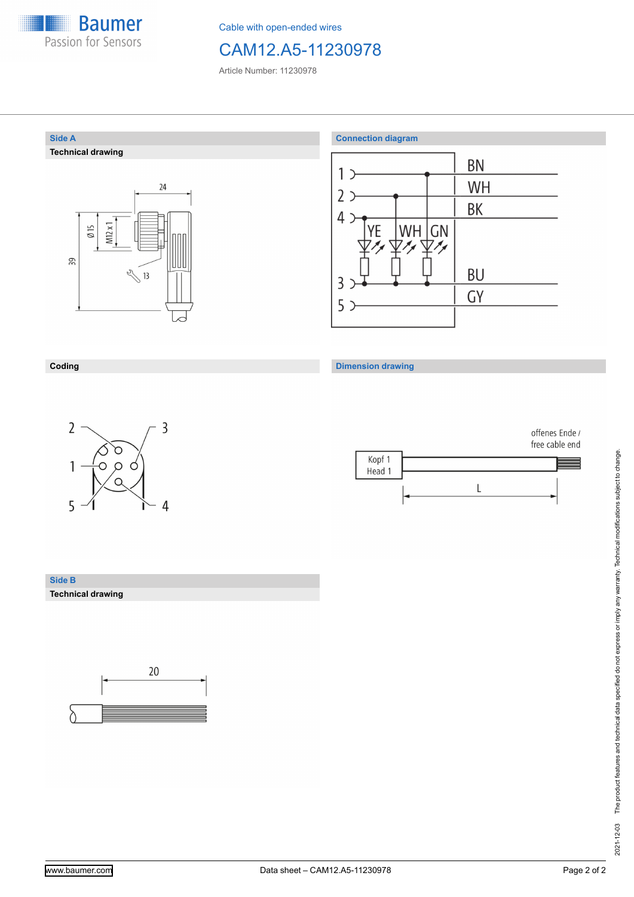Cable with open-ended wires

# CAM12.A5-11230978

Article Number: 11230978

## Side A

### Technical drawing

24

Ø 15

M12 x 1

39

13

## Connection diagram

1
2
4
3
5

BN
WH
BK
BU
GY

YE
WH
GN

### Coding

2
3
1
5
4

## Dimension drawing

offenes Ende /
free cable end

Kopf 1
Head 1

L

## Side B

### Technical drawing

20

The product features and technical data specified do not express or imply any warranty. Technical modifications subject to change.

2021-12-03

www.baumer.com

Data sheet – CAM12.A5-11230978